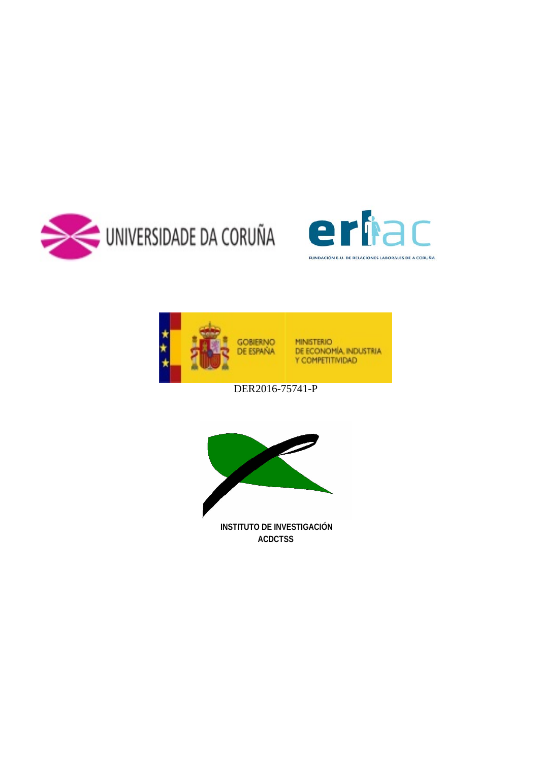UNIVERSIDADE DA CORUÑA

erlac

FUNDACIÓN E.U. DE RELACIONES LABORALES DE A CORUÑA

GOBIERNO DE ESPAÑA

MINISTERIO DE ECONOMÍA, INDUSTRIA Y COMPETITIVIDAD

DER2016-75741-P

**INSTITUTO DE INVESTIGACIÓN**
**ACDCTSS**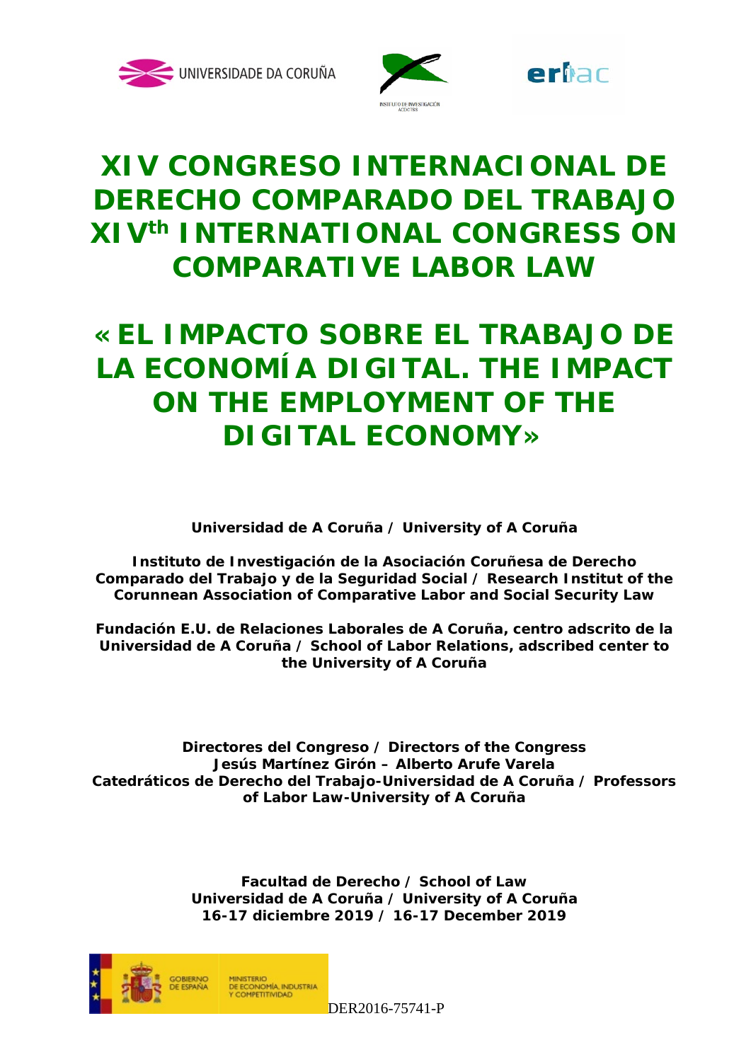# XIV CONGRESO INTERNACIONAL DE DERECHO COMPARADO DEL TRABAJO XIVth INTERNATIONAL CONGRESS ON COMPARATIVE LABOR LAW

# «EL IMPACTO SOBRE EL TRABAJO DE LA ECONOMÍA DIGITAL. THE IMPACT ON THE EMPLOYMENT OF THE DIGITAL ECONOMY»

**Universidad de A Coruña / University of A Coruña**

**Instituto de Investigación de la Asociación Coruñesa de Derecho Comparado del Trabajo y de la Seguridad Social / Research Institut of the Corunnean Association of Comparative Labor and Social Security Law**

**Fundación E.U. de Relaciones Laborales de A Coruña, centro adscrito de la Universidad de A Coruña / School of Labor Relations, adscribed center to the University of A Coruña**

**Directores del Congreso / Directors of the Congress**
**Jesús Martínez Girón – Alberto Arufe Varela**
**Catedráticos de Derecho del Trabajo-Universidad de A Coruña / Professors of Labor Law-University of A Coruña**

**Facultad de Derecho / School of Law**
**Universidad de A Coruña / University of A Coruña**
**16-17 diciembre 2019 / 16-17 December 2019**

DER2016-75741-P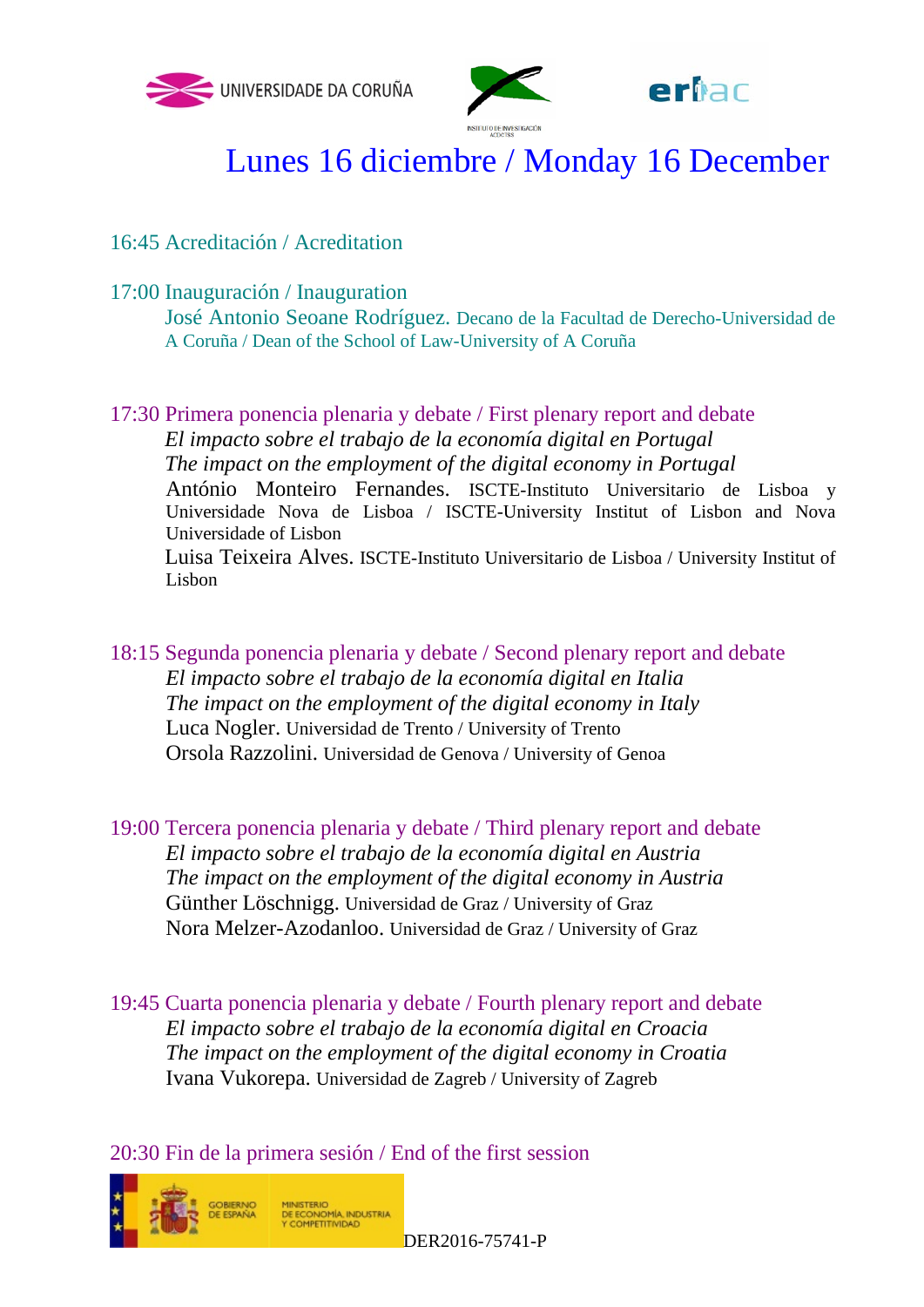UNIVERSIDADE DA CORUÑA

# Lunes 16 diciembre / Monday 16 December

16:45 Acreditación / Acreditation

17:00 Inauguración / Inauguration

José Antonio Seoane Rodríguez. Decano de la Facultad de Derecho-Universidad de A Coruña / Dean of the School of Law-University of A Coruña

17:30 Primera ponencia plenaria y debate / First plenary report and debate

*El impacto sobre el trabajo de la economía digital en Portugal*
*The impact on the employment of the digital economy in Portugal*

António Monteiro Fernandes. ISCTE-Instituto Universitario de Lisboa y Universidade Nova de Lisboa / ISCTE-University Institut of Lisbon and Nova Universidade of Lisbon

Luisa Teixeira Alves. ISCTE-Instituto Universitario de Lisboa / University Institut of Lisbon

18:15 Segunda ponencia plenaria y debate / Second plenary report and debate

*El impacto sobre el trabajo de la economía digital en Italia*
*The impact on the employment of the digital economy in Italy*

Luca Nogler. Universidad de Trento / University of Trento

Orsola Razzolini. Universidad de Genova / University of Genoa

19:00 Tercera ponencia plenaria y debate / Third plenary report and debate

*El impacto sobre el trabajo de la economía digital en Austria*
*The impact on the employment of the digital economy in Austria*

Günther Löschnigg. Universidad de Graz / University of Graz

Nora Melzer-Azodanloo. Universidad de Graz / University of Graz

19:45 Cuarta ponencia plenaria y debate / Fourth plenary report and debate

*El impacto sobre el trabajo de la economía digital en Croacia*
*The impact on the employment of the digital economy in Croatia*

Ivana Vukorepa. Universidad de Zagreb / University of Zagreb

20:30 Fin de la primera sesión / End of the first session

GOBIERNO DE ESPAÑA — MINISTERIO DE ECONOMÍA, INDUSTRIA Y COMPETITIVIDAD

DER2016-75741-P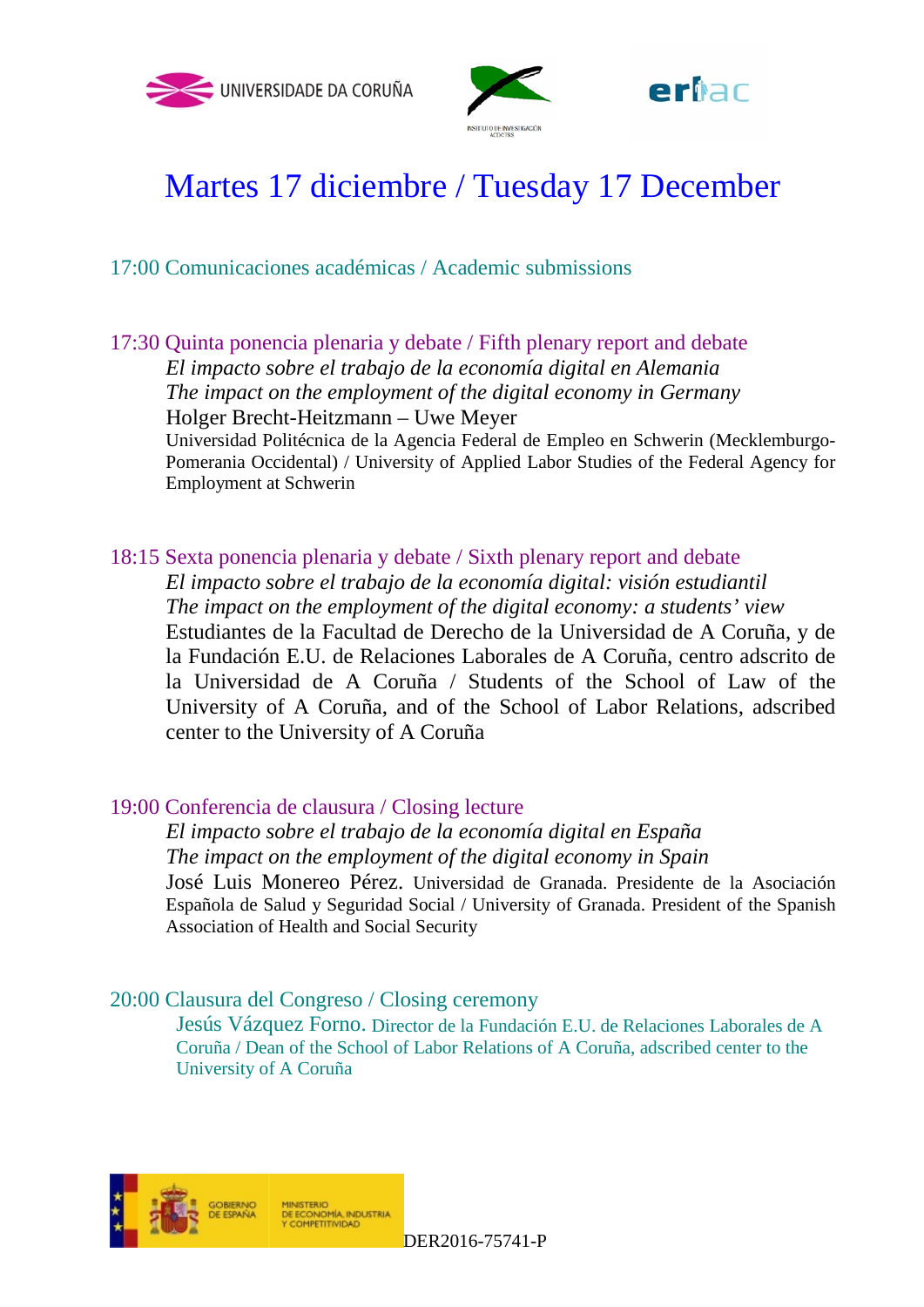UNIVERSIDADE DA CORUÑA

INSTITUTO DE INVESTIGACIÓN ACDCTSS

erdiac

# Martes 17 diciembre / Tuesday 17 December

17:00 Comunicaciones académicas / Academic submissions

17:30 Quinta ponencia plenaria y debate / Fifth plenary report and debate

*El impacto sobre el trabajo de la economía digital en Alemania*

*The impact on the employment of the digital economy in Germany*

Holger Brecht-Heitzmann – Uwe Meyer

Universidad Politécnica de la Agencia Federal de Empleo en Schwerin (Mecklemburgo-Pomerania Occidental) / University of Applied Labor Studies of the Federal Agency for Employment at Schwerin

18:15 Sexta ponencia plenaria y debate / Sixth plenary report and debate

*El impacto sobre el trabajo de la economía digital: visión estudiantil*

*The impact on the employment of the digital economy: a students' view*

Estudiantes de la Facultad de Derecho de la Universidad de A Coruña, y de la Fundación E.U. de Relaciones Laborales de A Coruña, centro adscrito de la Universidad de A Coruña / Students of the School of Law of the University of A Coruña, and of the School of Labor Relations, adscribed center to the University of A Coruña

19:00 Conferencia de clausura / Closing lecture

*El impacto sobre el trabajo de la economía digital en España*

*The impact on the employment of the digital economy in Spain*

José Luis Monereo Pérez. Universidad de Granada. Presidente de la Asociación Española de Salud y Seguridad Social / University of Granada. President of the Spanish Association of Health and Social Security

20:00 Clausura del Congreso / Closing ceremony

Jesús Vázquez Forno. Director de la Fundación E.U. de Relaciones Laborales de A Coruña / Dean of the School of Labor Relations of A Coruña, adscribed center to the University of A Coruña

GOBIERNO DE ESPAÑA — MINISTERIO DE ECONOMÍA, INDUSTRIA Y COMPETITIVIDAD

DER2016-75741-P